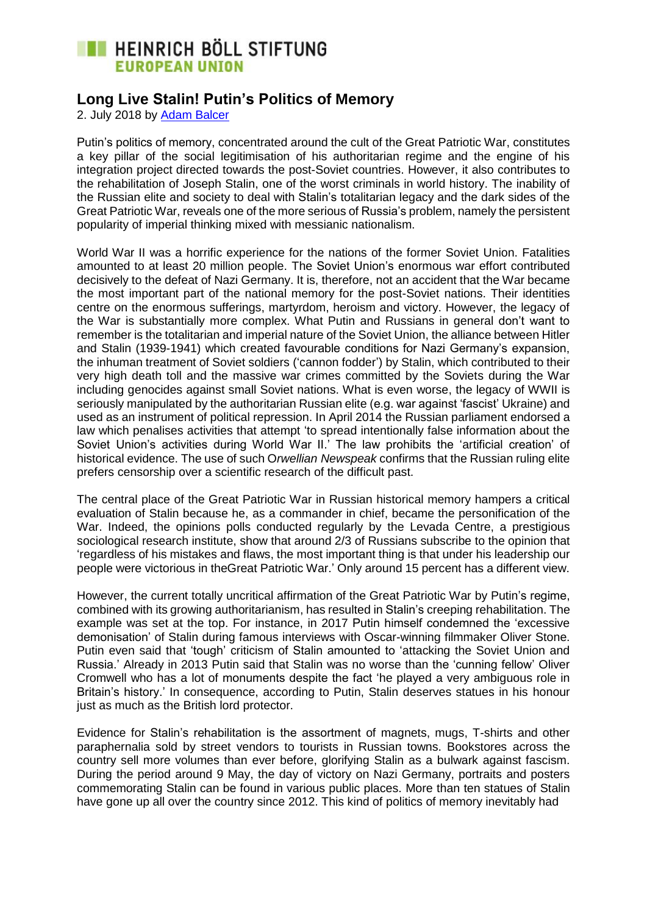HEINRICH BÖLL STIFTUNG
EUROPEAN UNION

# Long Live Stalin! Putin's Politics of Memory

2. July 2018 by Adam Balcer

Putin's politics of memory, concentrated around the cult of the Great Patriotic War, constitutes a key pillar of the social legitimisation of his authoritarian regime and the engine of his integration project directed towards the post-Soviet countries. However, it also contributes to the rehabilitation of Joseph Stalin, one of the worst criminals in world history. The inability of the Russian elite and society to deal with Stalin's totalitarian legacy and the dark sides of the Great Patriotic War, reveals one of the more serious of Russia's problem, namely the persistent popularity of imperial thinking mixed with messianic nationalism.

World War II was a horrific experience for the nations of the former Soviet Union. Fatalities amounted to at least 20 million people. The Soviet Union's enormous war effort contributed decisively to the defeat of Nazi Germany. It is, therefore, not an accident that the War became the most important part of the national memory for the post-Soviet nations. Their identities centre on the enormous sufferings, martyrdom, heroism and victory. However, the legacy of the War is substantially more complex. What Putin and Russians in general don't want to remember is the totalitarian and imperial nature of the Soviet Union, the alliance between Hitler and Stalin (1939-1941) which created favourable conditions for Nazi Germany's expansion, the inhuman treatment of Soviet soldiers ('cannon fodder') by Stalin, which contributed to their very high death toll and the massive war crimes committed by the Soviets during the War including genocides against small Soviet nations. What is even worse, the legacy of WWII is seriously manipulated by the authoritarian Russian elite (e.g. war against 'fascist' Ukraine) and used as an instrument of political repression. In April 2014 the Russian parliament endorsed a law which penalises activities that attempt 'to spread intentionally false information about the Soviet Union's activities during World War II.' The law prohibits the 'artificial creation' of historical evidence. The use of such O*rwellian Newspeak* confirms that the Russian ruling elite prefers censorship over a scientific research of the difficult past.

The central place of the Great Patriotic War in Russian historical memory hampers a critical evaluation of Stalin because he, as a commander in chief, became the personification of the War. Indeed, the opinions polls conducted regularly by the Levada Centre, a prestigious sociological research institute, show that around 2/3 of Russians subscribe to the opinion that 'regardless of his mistakes and flaws, the most important thing is that under his leadership our people were victorious in theGreat Patriotic War.' Only around 15 percent has a different view.

However, the current totally uncritical affirmation of the Great Patriotic War by Putin's regime, combined with its growing authoritarianism, has resulted in Stalin's creeping rehabilitation. The example was set at the top. For instance, in 2017 Putin himself condemned the 'excessive demonisation' of Stalin during famous interviews with Oscar-winning filmmaker Oliver Stone. Putin even said that 'tough' criticism of Stalin amounted to 'attacking the Soviet Union and Russia.' Already in 2013 Putin said that Stalin was no worse than the 'cunning fellow' Oliver Cromwell who has a lot of monuments despite the fact 'he played a very ambiguous role in Britain's history.' In consequence, according to Putin, Stalin deserves statues in his honour just as much as the British lord protector.

Evidence for Stalin's rehabilitation is the assortment of magnets, mugs, T-shirts and other paraphernalia sold by street vendors to tourists in Russian towns. Bookstores across the country sell more volumes than ever before, glorifying Stalin as a bulwark against fascism. During the period around 9 May, the day of victory on Nazi Germany, portraits and posters commemorating Stalin can be found in various public places. More than ten statues of Stalin have gone up all over the country since 2012. This kind of politics of memory inevitably had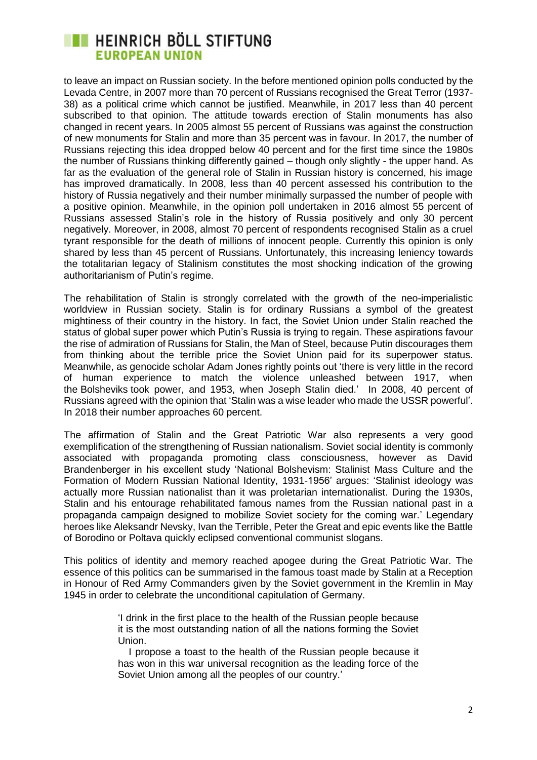to leave an impact on Russian society. In the before mentioned opinion polls conducted by the Levada Centre, in 2007 more than 70 percent of Russians recognised the Great Terror (1937-38) as a political crime which cannot be justified. Meanwhile, in 2017 less than 40 percent subscribed to that opinion. The attitude towards erection of Stalin monuments has also changed in recent years. In 2005 almost 55 percent of Russians was against the construction of new monuments for Stalin and more than 35 percent was in favour. In 2017, the number of Russians rejecting this idea dropped below 40 percent and for the first time since the 1980s the number of Russians thinking differently gained – though only slightly - the upper hand. As far as the evaluation of the general role of Stalin in Russian history is concerned, his image has improved dramatically. In 2008, less than 40 percent assessed his contribution to the history of Russia negatively and their number minimally surpassed the number of people with a positive opinion. Meanwhile, in the opinion poll undertaken in 2016 almost 55 percent of Russians assessed Stalin's role in the history of Russia positively and only 30 percent negatively. Moreover, in 2008, almost 70 percent of respondents recognised Stalin as a cruel tyrant responsible for the death of millions of innocent people. Currently this opinion is only shared by less than 45 percent of Russians. Unfortunately, this increasing leniency towards the totalitarian legacy of Stalinism constitutes the most shocking indication of the growing authoritarianism of Putin's regime.

The rehabilitation of Stalin is strongly correlated with the growth of the neo-imperialistic worldview in Russian society. Stalin is for ordinary Russians a symbol of the greatest mightiness of their country in the history. In fact, the Soviet Union under Stalin reached the status of global super power which Putin's Russia is trying to regain. These aspirations favour the rise of admiration of Russians for Stalin, the Man of Steel, because Putin discourages them from thinking about the terrible price the Soviet Union paid for its superpower status. Meanwhile, as genocide scholar Adam Jones rightly points out 'there is very little in the record of human experience to match the violence unleashed between 1917, when the Bolsheviks took power, and 1953, when Joseph Stalin died.' In 2008, 40 percent of Russians agreed with the opinion that 'Stalin was a wise leader who made the USSR powerful'. In 2018 their number approaches 60 percent.

The affirmation of Stalin and the Great Patriotic War also represents a very good exemplification of the strengthening of Russian nationalism. Soviet social identity is commonly associated with propaganda promoting class consciousness, however as David Brandenberger in his excellent study 'National Bolshevism: Stalinist Mass Culture and the Formation of Modern Russian National Identity, 1931-1956' argues: 'Stalinist ideology was actually more Russian nationalist than it was proletarian internationalist. During the 1930s, Stalin and his entourage rehabilitated famous names from the Russian national past in a propaganda campaign designed to mobilize Soviet society for the coming war.' Legendary heroes like Aleksandr Nevsky, Ivan the Terrible, Peter the Great and epic events like the Battle of Borodino or Poltava quickly eclipsed conventional communist slogans.

This politics of identity and memory reached apogee during the Great Patriotic War. The essence of this politics can be summarised in the famous toast made by Stalin at a Reception in Honour of Red Army Commanders given by the Soviet government in the Kremlin in May 1945 in order to celebrate the unconditional capitulation of Germany.

> 'I drink in the first place to the health of the Russian people because it is the most outstanding nation of all the nations forming the Soviet Union.
>
> I propose a toast to the health of the Russian people because it has won in this war universal recognition as the leading force of the Soviet Union among all the peoples of our country.'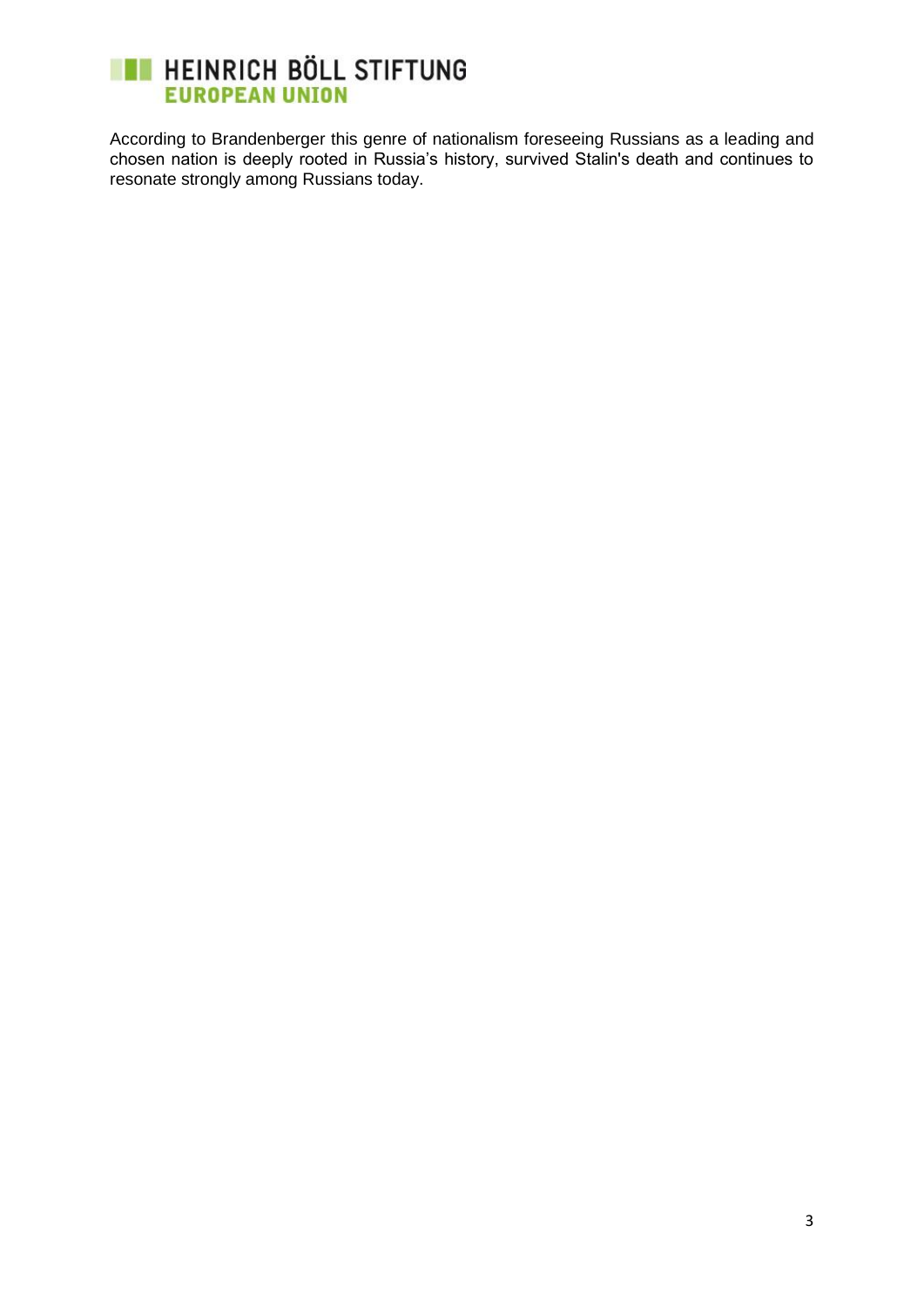According to Brandenberger this genre of nationalism foreseeing Russians as a leading and chosen nation is deeply rooted in Russia's history, survived Stalin's death and continues to resonate strongly among Russians today.